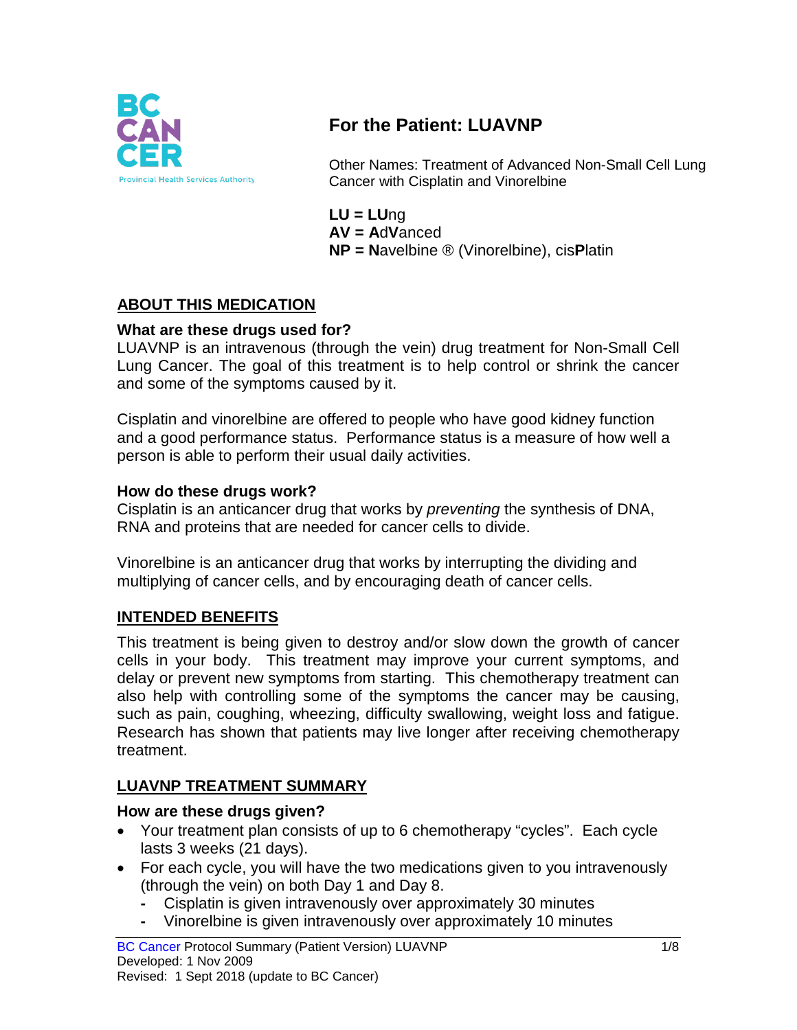# For the Patient: LUAVNP

Other Names: Treatment of Advanced Non-Small Cell Lung Cancer with Cisplatin and Vinorelbine

**LU = LU**ng
**AV = A**d**V**anced
**NP = N**avelbine ® (Vinorelbine), cis**P**latin

## ABOUT THIS MEDICATION

### What are these drugs used for?

LUAVNP is an intravenous (through the vein) drug treatment for Non-Small Cell Lung Cancer. The goal of this treatment is to help control or shrink the cancer and some of the symptoms caused by it.

Cisplatin and vinorelbine are offered to people who have good kidney function and a good performance status. Performance status is a measure of how well a person is able to perform their usual daily activities.

### How do these drugs work?

Cisplatin is an anticancer drug that works by *preventing* the synthesis of DNA, RNA and proteins that are needed for cancer cells to divide.

Vinorelbine is an anticancer drug that works by interrupting the dividing and multiplying of cancer cells, and by encouraging death of cancer cells.

## INTENDED BENEFITS

This treatment is being given to destroy and/or slow down the growth of cancer cells in your body. This treatment may improve your current symptoms, and delay or prevent new symptoms from starting. This chemotherapy treatment can also help with controlling some of the symptoms the cancer may be causing, such as pain, coughing, wheezing, difficulty swallowing, weight loss and fatigue. Research has shown that patients may live longer after receiving chemotherapy treatment.

## LUAVNP TREATMENT SUMMARY

### How are these drugs given?

- Your treatment plan consists of up to 6 chemotherapy "cycles". Each cycle lasts 3 weeks (21 days).
- For each cycle, you will have the two medications given to you intravenously (through the vein) on both Day 1 and Day 8.
  - Cisplatin is given intravenously over approximately 30 minutes
  - Vinorelbine is given intravenously over approximately 10 minutes

BC Cancer Protocol Summary (Patient Version) LUAVNP
Developed: 1 Nov 2009
Revised: 1 Sept 2018 (update to BC Cancer)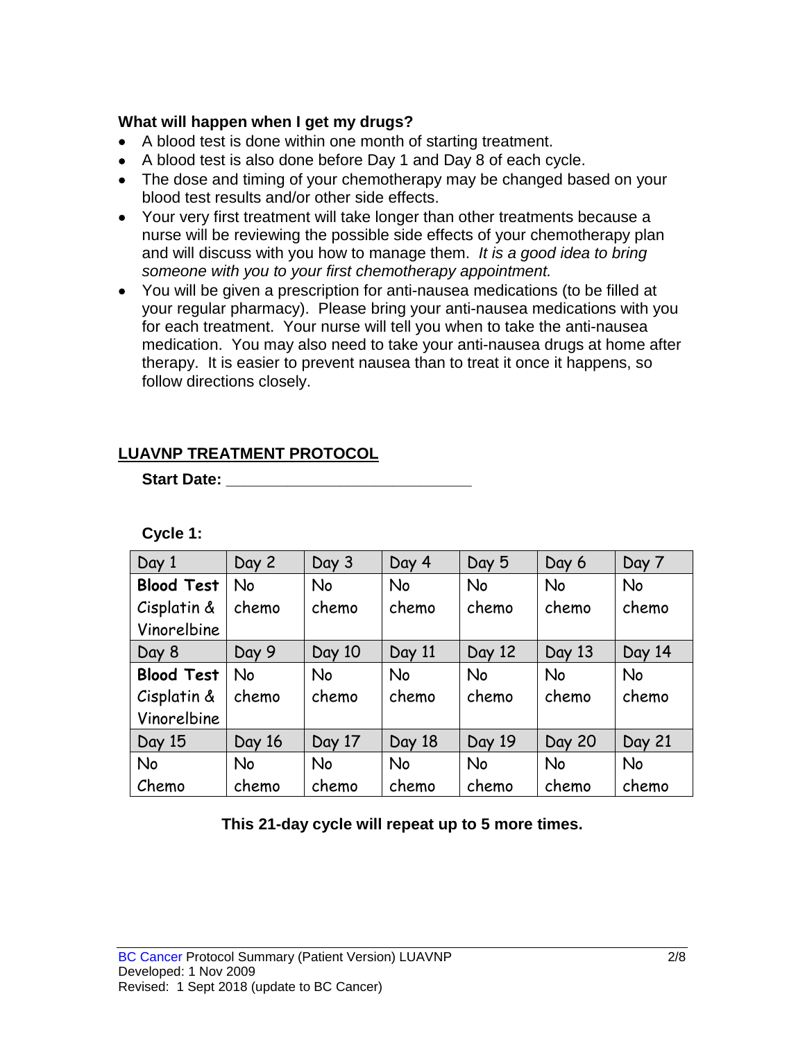**What will happen when I get my drugs?**

- A blood test is done within one month of starting treatment.
- A blood test is also done before Day 1 and Day 8 of each cycle.
- The dose and timing of your chemotherapy may be changed based on your blood test results and/or other side effects.
- Your very first treatment will take longer than other treatments because a nurse will be reviewing the possible side effects of your chemotherapy plan and will discuss with you how to manage them. *It is a good idea to bring someone with you to your first chemotherapy appointment.*
- You will be given a prescription for anti-nausea medications (to be filled at your regular pharmacy). Please bring your anti-nausea medications with you for each treatment. Your nurse will tell you when to take the anti-nausea medication. You may also need to take your anti-nausea drugs at home after therapy. It is easier to prevent nausea than to treat it once it happens, so follow directions closely.

## LUAVNP TREATMENT PROTOCOL

**Start Date: ____________________________**

**Cycle 1:**

| Day 1 | Day 2 | Day 3 | Day 4 | Day 5 | Day 6 | Day 7 |
|---|---|---|---|---|---|---|
| **Blood Test** Cisplatin & Vinorelbine | No chemo | No chemo | No chemo | No chemo | No chemo | No chemo |
| Day 8 | Day 9 | Day 10 | Day 11 | Day 12 | Day 13 | Day 14 |
| **Blood Test** Cisplatin & Vinorelbine | No chemo | No chemo | No chemo | No chemo | No chemo | No chemo |
| Day 15 | Day 16 | Day 17 | Day 18 | Day 19 | Day 20 | Day 21 |
| No Chemo | No chemo | No chemo | No chemo | No chemo | No chemo | No chemo |

**This 21-day cycle will repeat up to 5 more times.**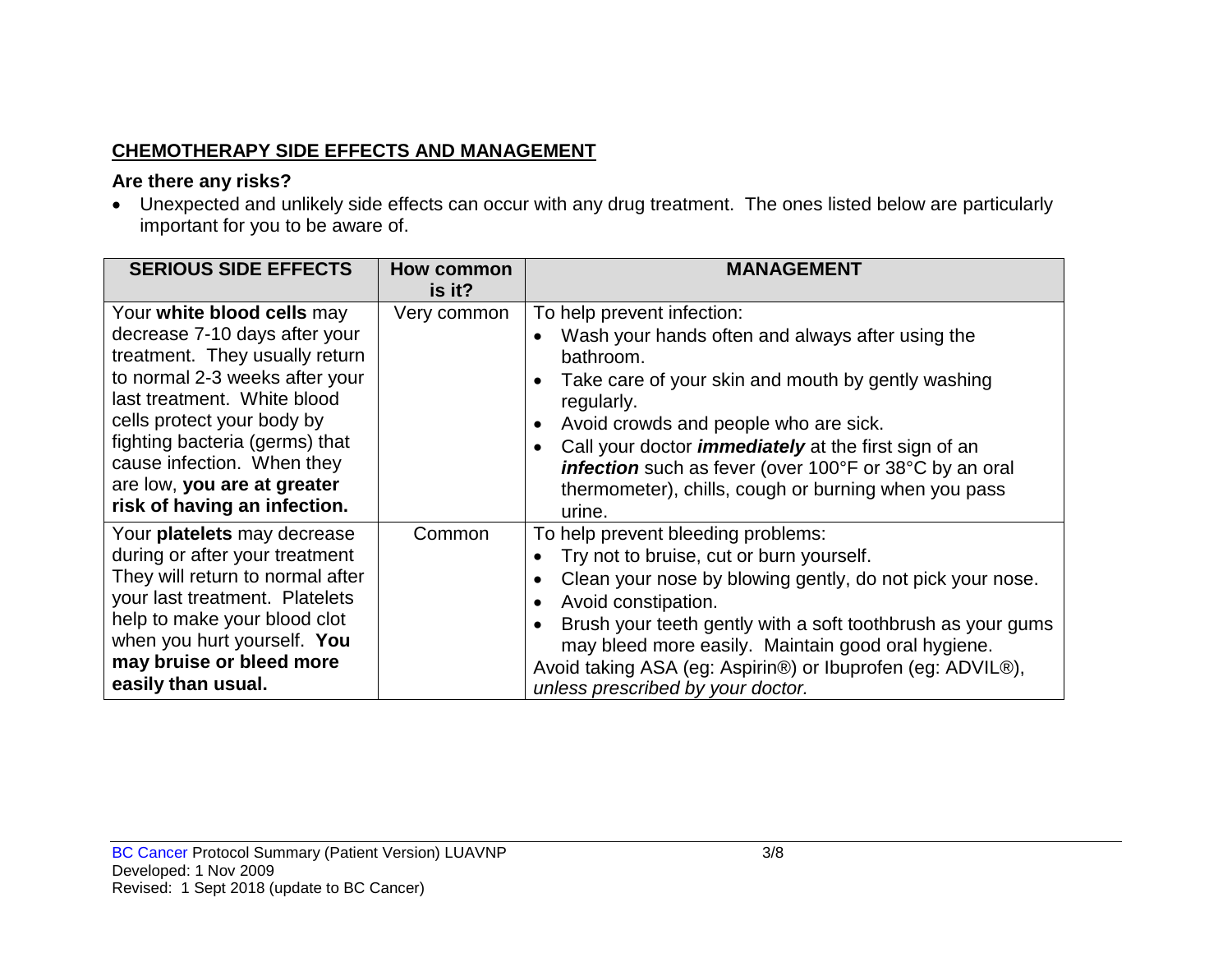## CHEMOTHERAPY SIDE EFFECTS AND MANAGEMENT

**Are there any risks?**

- Unexpected and unlikely side effects can occur with any drug treatment. The ones listed below are particularly important for you to be aware of.

| SERIOUS SIDE EFFECTS | How common is it? | MANAGEMENT |
|---|---|---|
| Your **white blood cells** may decrease 7-10 days after your treatment. They usually return to normal 2-3 weeks after your last treatment. White blood cells protect your body by fighting bacteria (germs) that cause infection. When they are low, **you are at greater risk of having an infection.** | Very common | To help prevent infection:<br>• Wash your hands often and always after using the bathroom.<br>• Take care of your skin and mouth by gently washing regularly.<br>• Avoid crowds and people who are sick.<br>• Call your doctor ***immediately*** at the first sign of an ***infection*** such as fever (over 100°F or 38°C by an oral thermometer), chills, cough or burning when you pass urine. |
| Your **platelets** may decrease during or after your treatment They will return to normal after your last treatment. Platelets help to make your blood clot when you hurt yourself. **You may bruise or bleed more easily than usual.** | Common | To help prevent bleeding problems:<br>• Try not to bruise, cut or burn yourself.<br>• Clean your nose by blowing gently, do not pick your nose.<br>• Avoid constipation.<br>• Brush your teeth gently with a soft toothbrush as your gums may bleed more easily. Maintain good oral hygiene.<br>Avoid taking ASA (eg: Aspirin®) or Ibuprofen (eg: ADVIL®), *unless prescribed by your doctor.* |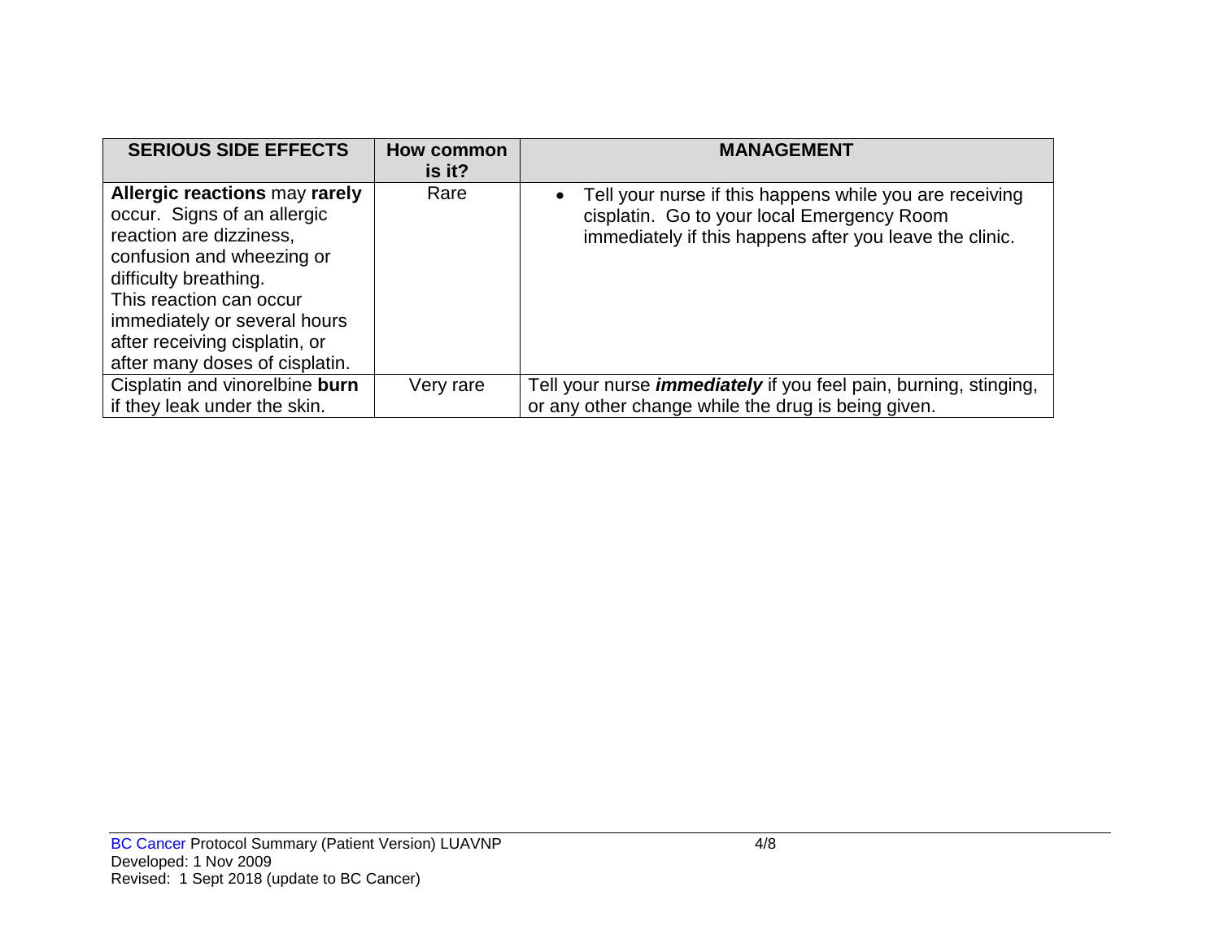| SERIOUS SIDE EFFECTS | How common is it? | MANAGEMENT |
|---|---|---|
| **Allergic reactions** may **rarely** occur. Signs of an allergic reaction are dizziness, confusion and wheezing or difficulty breathing. This reaction can occur immediately or several hours after receiving cisplatin, or after many doses of cisplatin. | Rare | • Tell your nurse if this happens while you are receiving cisplatin. Go to your local Emergency Room immediately if this happens after you leave the clinic. |
| Cisplatin and vinorelbine **burn** if they leak under the skin. | Very rare | Tell your nurse ***immediately*** if you feel pain, burning, stinging, or any other change while the drug is being given. |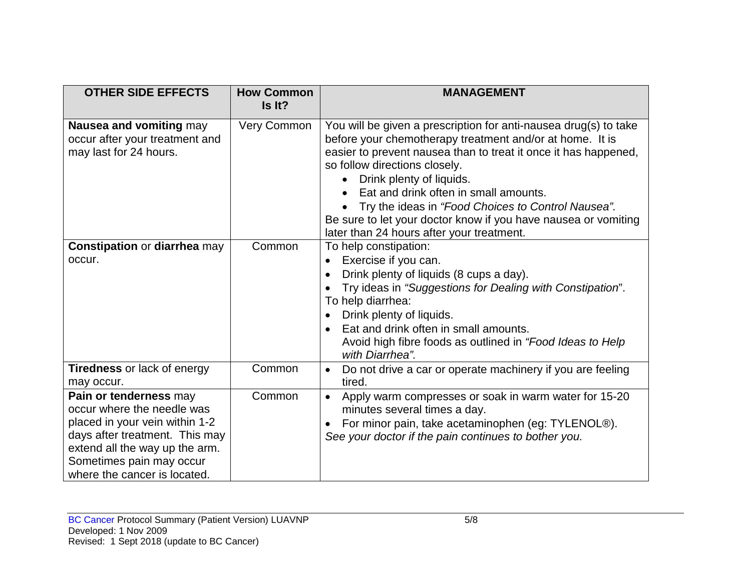| OTHER SIDE EFFECTS | How Common Is It? | MANAGEMENT |
|---|---|---|
| **Nausea and vomiting** may occur after your treatment and may last for 24 hours. | Very Common | You will be given a prescription for anti-nausea drug(s) to take before your chemotherapy treatment and/or at home. It is easier to prevent nausea than to treat it once it has happened, so follow directions closely.<br>• Drink plenty of liquids.<br>• Eat and drink often in small amounts.<br>• Try the ideas in *"Food Choices to Control Nausea".*<br>Be sure to let your doctor know if you have nausea or vomiting later than 24 hours after your treatment. |
| **Constipation** or **diarrhea** may occur. | Common | To help constipation:<br>• Exercise if you can.<br>• Drink plenty of liquids (8 cups a day).<br>• Try ideas in *"Suggestions for Dealing with Constipation*".<br>To help diarrhea:<br>• Drink plenty of liquids.<br>• Eat and drink often in small amounts.<br>Avoid high fibre foods as outlined in *"Food Ideas to Help with Diarrhea".* |
| **Tiredness** or lack of energy may occur. | Common | • Do not drive a car or operate machinery if you are feeling tired. |
| **Pain or tenderness** may occur where the needle was placed in your vein within 1-2 days after treatment. This may extend all the way up the arm. Sometimes pain may occur where the cancer is located. | Common | • Apply warm compresses or soak in warm water for 15-20 minutes several times a day.<br>• For minor pain, take acetaminophen (eg: TYLENOL®).<br>*See your doctor if the pain continues to bother you.* |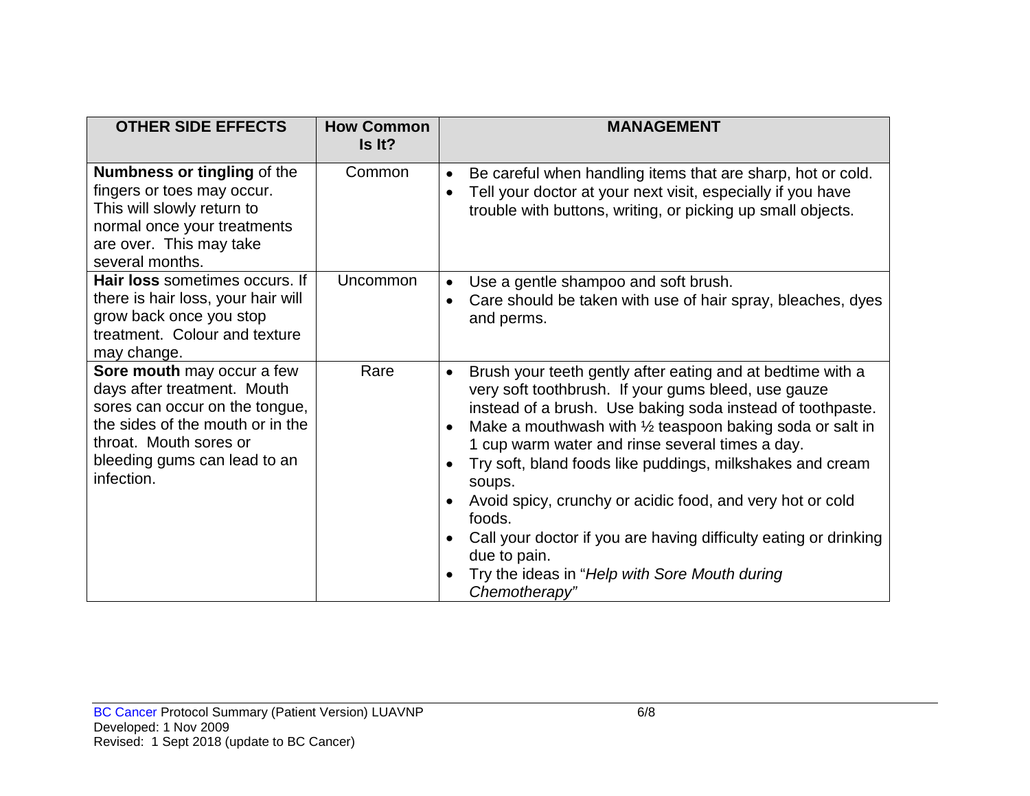| OTHER SIDE EFFECTS | How Common Is It? | MANAGEMENT |
|---|---|---|
| **Numbness or tingling** of the fingers or toes may occur. This will slowly return to normal once your treatments are over. This may take several months. | Common | • Be careful when handling items that are sharp, hot or cold.<br>• Tell your doctor at your next visit, especially if you have trouble with buttons, writing, or picking up small objects. |
| **Hair loss** sometimes occurs. If there is hair loss, your hair will grow back once you stop treatment. Colour and texture may change. | Uncommon | • Use a gentle shampoo and soft brush.<br>• Care should be taken with use of hair spray, bleaches, dyes and perms. |
| **Sore mouth** may occur a few days after treatment. Mouth sores can occur on the tongue, the sides of the mouth or in the throat. Mouth sores or bleeding gums can lead to an infection. | Rare | • Brush your teeth gently after eating and at bedtime with a very soft toothbrush. If your gums bleed, use gauze instead of a brush. Use baking soda instead of toothpaste.<br>• Make a mouthwash with ½ teaspoon baking soda or salt in 1 cup warm water and rinse several times a day.<br>• Try soft, bland foods like puddings, milkshakes and cream soups.<br>• Avoid spicy, crunchy or acidic food, and very hot or cold foods.<br>• Call your doctor if you are having difficulty eating or drinking due to pain.<br>• Try the ideas in "*Help with Sore Mouth during Chemotherapy*" |

BC Cancer Protocol Summary (Patient Version) LUAVNP
Developed: 1 Nov 2009
Revised: 1 Sept 2018 (update to BC Cancer)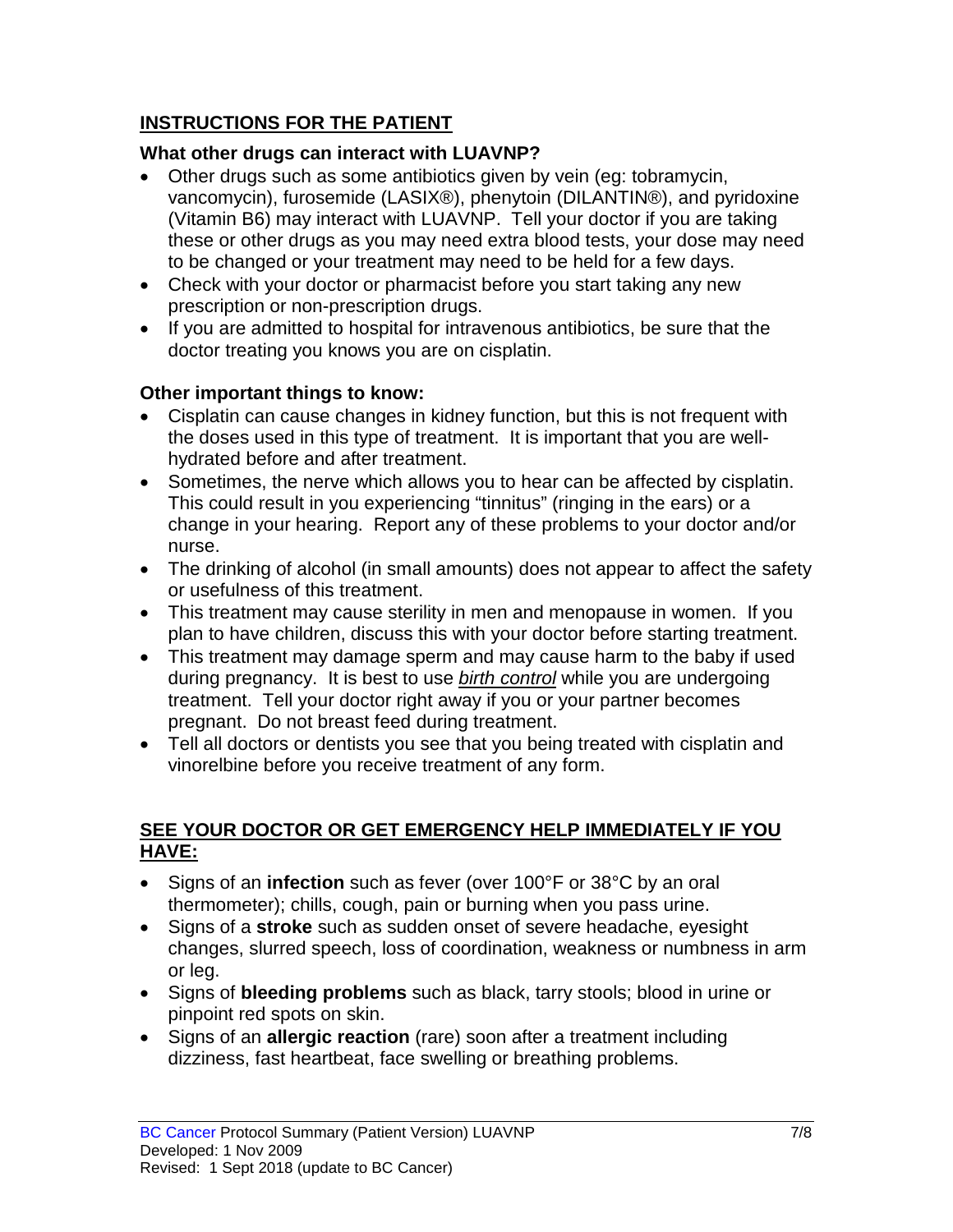## INSTRUCTIONS FOR THE PATIENT

### What other drugs can interact with LUAVNP?

- Other drugs such as some antibiotics given by vein (eg: tobramycin, vancomycin), furosemide (LASIX®), phenytoin (DILANTIN®), and pyridoxine (Vitamin B6) may interact with LUAVNP. Tell your doctor if you are taking these or other drugs as you may need extra blood tests, your dose may need to be changed or your treatment may need to be held for a few days.
- Check with your doctor or pharmacist before you start taking any new prescription or non-prescription drugs.
- If you are admitted to hospital for intravenous antibiotics, be sure that the doctor treating you knows you are on cisplatin.

### Other important things to know:

- Cisplatin can cause changes in kidney function, but this is not frequent with the doses used in this type of treatment. It is important that you are well-hydrated before and after treatment.
- Sometimes, the nerve which allows you to hear can be affected by cisplatin. This could result in you experiencing "tinnitus" (ringing in the ears) or a change in your hearing. Report any of these problems to your doctor and/or nurse.
- The drinking of alcohol (in small amounts) does not appear to affect the safety or usefulness of this treatment.
- This treatment may cause sterility in men and menopause in women. If you plan to have children, discuss this with your doctor before starting treatment.
- This treatment may damage sperm and may cause harm to the baby if used during pregnancy. It is best to use *birth control* while you are undergoing treatment. Tell your doctor right away if you or your partner becomes pregnant. Do not breast feed during treatment.
- Tell all doctors or dentists you see that you being treated with cisplatin and vinorelbine before you receive treatment of any form.

## SEE YOUR DOCTOR OR GET EMERGENCY HELP IMMEDIATELY IF YOU HAVE:

- Signs of an **infection** such as fever (over 100°F or 38°C by an oral thermometer); chills, cough, pain or burning when you pass urine.
- Signs of a **stroke** such as sudden onset of severe headache, eyesight changes, slurred speech, loss of coordination, weakness or numbness in arm or leg.
- Signs of **bleeding problems** such as black, tarry stools; blood in urine or pinpoint red spots on skin.
- Signs of an **allergic reaction** (rare) soon after a treatment including dizziness, fast heartbeat, face swelling or breathing problems.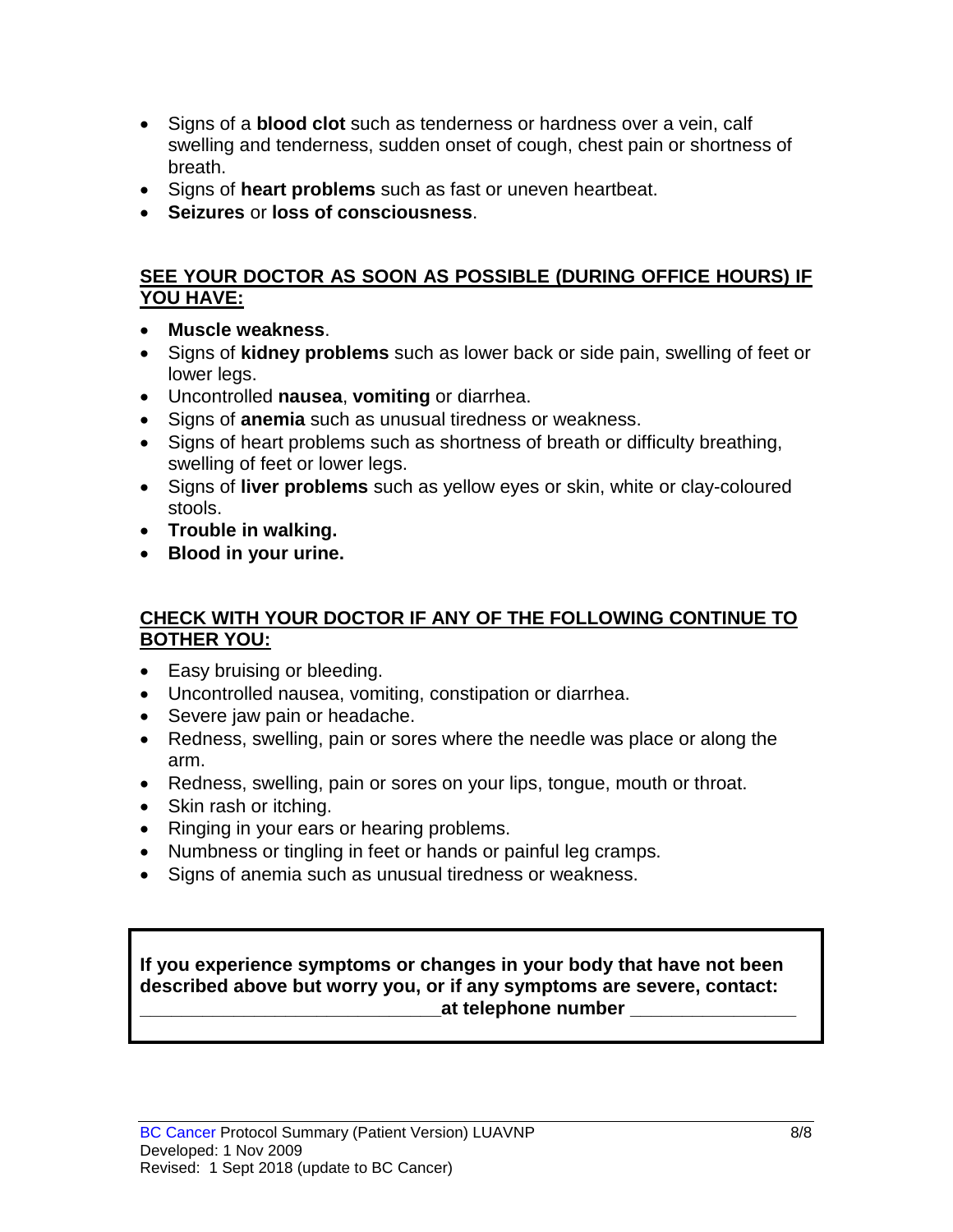- Signs of a **blood clot** such as tenderness or hardness over a vein, calf swelling and tenderness, sudden onset of cough, chest pain or shortness of breath.
- Signs of **heart problems** such as fast or uneven heartbeat.
- **Seizures** or **loss of consciousness**.

**SEE YOUR DOCTOR AS SOON AS POSSIBLE (DURING OFFICE HOURS) IF YOU HAVE:**

- **Muscle weakness**.
- Signs of **kidney problems** such as lower back or side pain, swelling of feet or lower legs.
- Uncontrolled **nausea**, **vomiting** or diarrhea.
- Signs of **anemia** such as unusual tiredness or weakness.
- Signs of heart problems such as shortness of breath or difficulty breathing, swelling of feet or lower legs.
- Signs of **liver problems** such as yellow eyes or skin, white or clay-coloured stools.
- **Trouble in walking.**
- **Blood in your urine.**

**CHECK WITH YOUR DOCTOR IF ANY OF THE FOLLOWING CONTINUE TO BOTHER YOU:**

- Easy bruising or bleeding.
- Uncontrolled nausea, vomiting, constipation or diarrhea.
- Severe jaw pain or headache.
- Redness, swelling, pain or sores where the needle was place or along the arm.
- Redness, swelling, pain or sores on your lips, tongue, mouth or throat.
- Skin rash or itching.
- Ringing in your ears or hearing problems.
- Numbness or tingling in feet or hands or painful leg cramps.
- Signs of anemia such as unusual tiredness or weakness.

**If you experience symptoms or changes in your body that have not been described above but worry you, or if any symptoms are severe, contact: ______________________________at telephone number ________________**

BC Cancer Protocol Summary (Patient Version) LUAVNP
Developed: 1 Nov 2009
Revised: 1 Sept 2018 (update to BC Cancer)